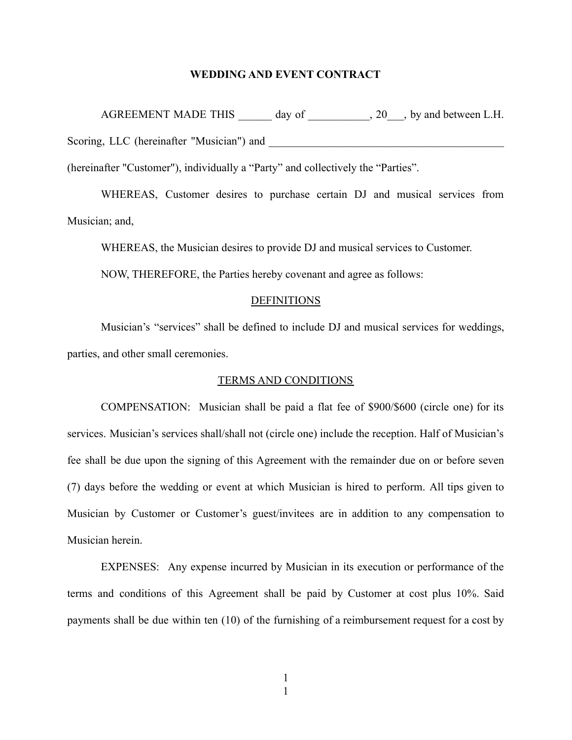# WEDDING AND EVENT CONTRACT

AGREEMENT MADE THIS ______ day of ___________, 20___, by and between L.H. Scoring, LLC (hereinafter "Musician") and ____________________________________________ (hereinafter "Customer"), individually a "Party" and collectively the "Parties".

WHEREAS, Customer desires to purchase certain DJ and musical services from Musician; and,

WHEREAS, the Musician desires to provide DJ and musical services to Customer.

NOW, THEREFORE, the Parties hereby covenant and agree as follows:

## DEFINITIONS

Musician's "services" shall be defined to include DJ and musical services for weddings, parties, and other small ceremonies.

## TERMS AND CONDITIONS

COMPENSATION: Musician shall be paid a flat fee of $900/$600 (circle one) for its services. Musician's services shall/shall not (circle one) include the reception. Half of Musician's fee shall be due upon the signing of this Agreement with the remainder due on or before seven (7) days before the wedding or event at which Musician is hired to perform. All tips given to Musician by Customer or Customer's guest/invitees are in addition to any compensation to Musician herein.

EXPENSES: Any expense incurred by Musician in its execution or performance of the terms and conditions of this Agreement shall be paid by Customer at cost plus 10%. Said payments shall be due within ten (10) of the furnishing of a reimbursement request for a cost by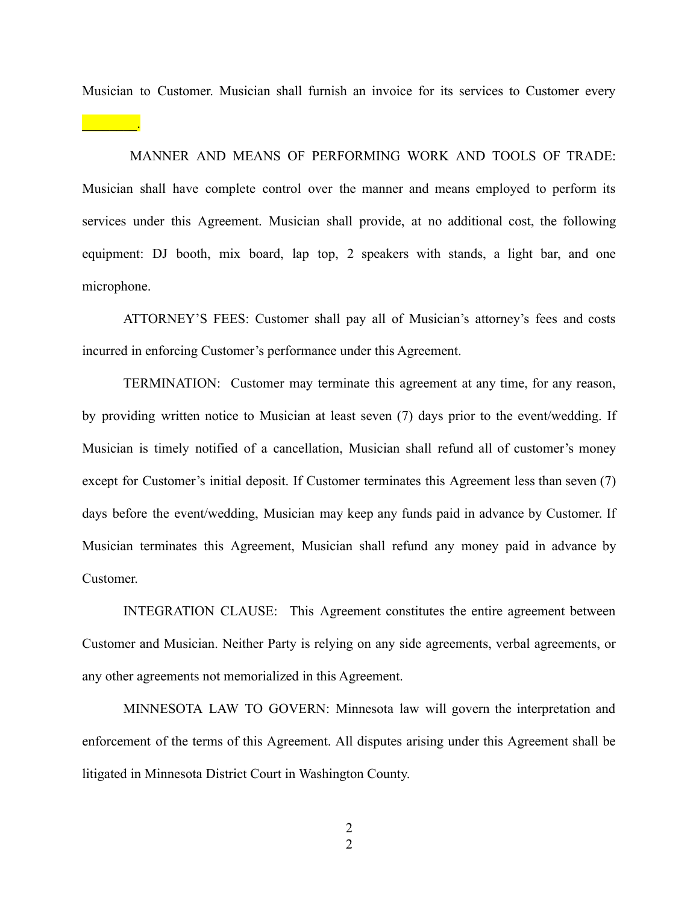Musician to Customer. Musician shall furnish an invoice for its services to Customer every ________.

MANNER AND MEANS OF PERFORMING WORK AND TOOLS OF TRADE: Musician shall have complete control over the manner and means employed to perform its services under this Agreement. Musician shall provide, at no additional cost, the following equipment: DJ booth, mix board, lap top, 2 speakers with stands, a light bar, and one microphone.

ATTORNEY'S FEES: Customer shall pay all of Musician's attorney's fees and costs incurred in enforcing Customer's performance under this Agreement.

TERMINATION: Customer may terminate this agreement at any time, for any reason, by providing written notice to Musician at least seven (7) days prior to the event/wedding. If Musician is timely notified of a cancellation, Musician shall refund all of customer's money except for Customer's initial deposit. If Customer terminates this Agreement less than seven (7) days before the event/wedding, Musician may keep any funds paid in advance by Customer. If Musician terminates this Agreement, Musician shall refund any money paid in advance by Customer.

INTEGRATION CLAUSE: This Agreement constitutes the entire agreement between Customer and Musician. Neither Party is relying on any side agreements, verbal agreements, or any other agreements not memorialized in this Agreement.

MINNESOTA LAW TO GOVERN: Minnesota law will govern the interpretation and enforcement of the terms of this Agreement. All disputes arising under this Agreement shall be litigated in Minnesota District Court in Washington County.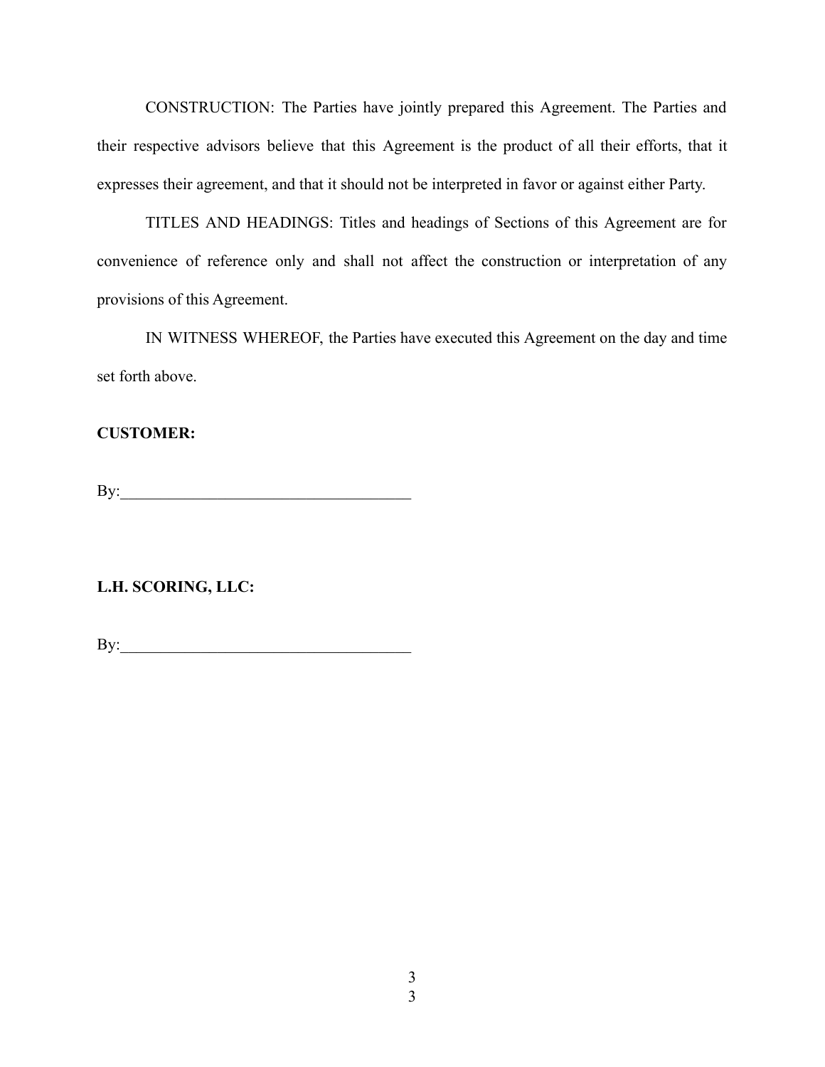CONSTRUCTION: The Parties have jointly prepared this Agreement. The Parties and their respective advisors believe that this Agreement is the product of all their efforts, that it expresses their agreement, and that it should not be interpreted in favor or against either Party.

TITLES AND HEADINGS: Titles and headings of Sections of this Agreement are for convenience of reference only and shall not affect the construction or interpretation of any provisions of this Agreement.

IN WITNESS WHEREOF, the Parties have executed this Agreement on the day and time set forth above.

**CUSTOMER:**

By:_____________________________________

**L.H. SCORING, LLC:**

By:_____________________________________